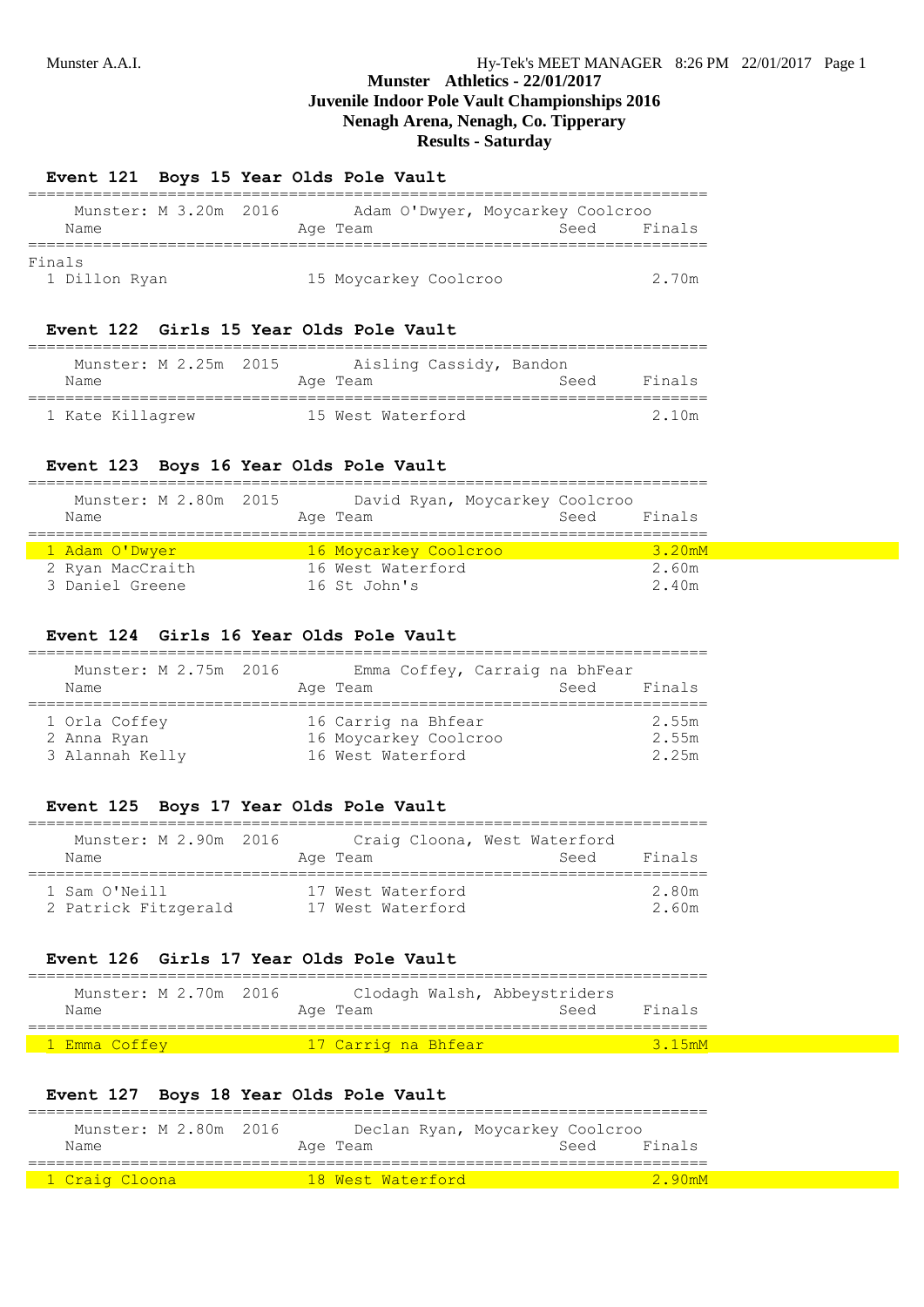# Munster Athletics - 22/01/2017
## Juvenile Indoor Pole Vault Championships 2016
## Nenagh Arena, Nenagh, Co. Tipperary
## Results - Saturday

### Event 121 Boys 15 Year Olds Pole Vault

Munster: M 3.20m 2016 Adam O'Dwyer, Moycarkey Coolcroo

| Name | Age | Team | Seed | Finals |
|---|---|---|---|---|
| **Finals** | | | | |
| 1 Dillon Ryan | 15 | Moycarkey Coolcroo | | 2.70m |

### Event 122 Girls 15 Year Olds Pole Vault

Munster: M 2.25m 2015 Aisling Cassidy, Bandon

| Name | Age | Team | Seed | Finals |
|---|---|---|---|---|
| 1 Kate Killagrew | 15 | West Waterford | | 2.10m |

### Event 123 Boys 16 Year Olds Pole Vault

Munster: M 2.80m 2015 David Ryan, Moycarkey Coolcroo

| Name | Age | Team | Seed | Finals |
|---|---|---|---|---|
| 1 Adam O'Dwyer | 16 | Moycarkey Coolcroo | | 3.20mM |
| 2 Ryan MacCraith | 16 | West Waterford | | 2.60m |
| 3 Daniel Greene | 16 | St John's | | 2.40m |

### Event 124 Girls 16 Year Olds Pole Vault

Munster: M 2.75m 2016 Emma Coffey, Carraig na bhFear

| Name | Age | Team | Seed | Finals |
|---|---|---|---|---|
| 1 Orla Coffey | 16 | Carrig na Bhfear | | 2.55m |
| 2 Anna Ryan | 16 | Moycarkey Coolcroo | | 2.55m |
| 3 Alannah Kelly | 16 | West Waterford | | 2.25m |

### Event 125 Boys 17 Year Olds Pole Vault

Munster: M 2.90m 2016 Craig Cloona, West Waterford

| Name | Age | Team | Seed | Finals |
|---|---|---|---|---|
| 1 Sam O'Neill | 17 | West Waterford | | 2.80m |
| 2 Patrick Fitzgerald | 17 | West Waterford | | 2.60m |

### Event 126 Girls 17 Year Olds Pole Vault

Munster: M 2.70m 2016 Clodagh Walsh, Abbeystriders

| Name | Age | Team | Seed | Finals |
|---|---|---|---|---|
| 1 Emma Coffey | 17 | Carrig na Bhfear | | 3.15mM |

### Event 127 Boys 18 Year Olds Pole Vault

Munster: M 2.80m 2016 Declan Ryan, Moycarkey Coolcroo

| Name | Age | Team | Seed | Finals |
|---|---|---|---|---|
| 1 Craig Cloona | 18 | West Waterford | | 2.90mM |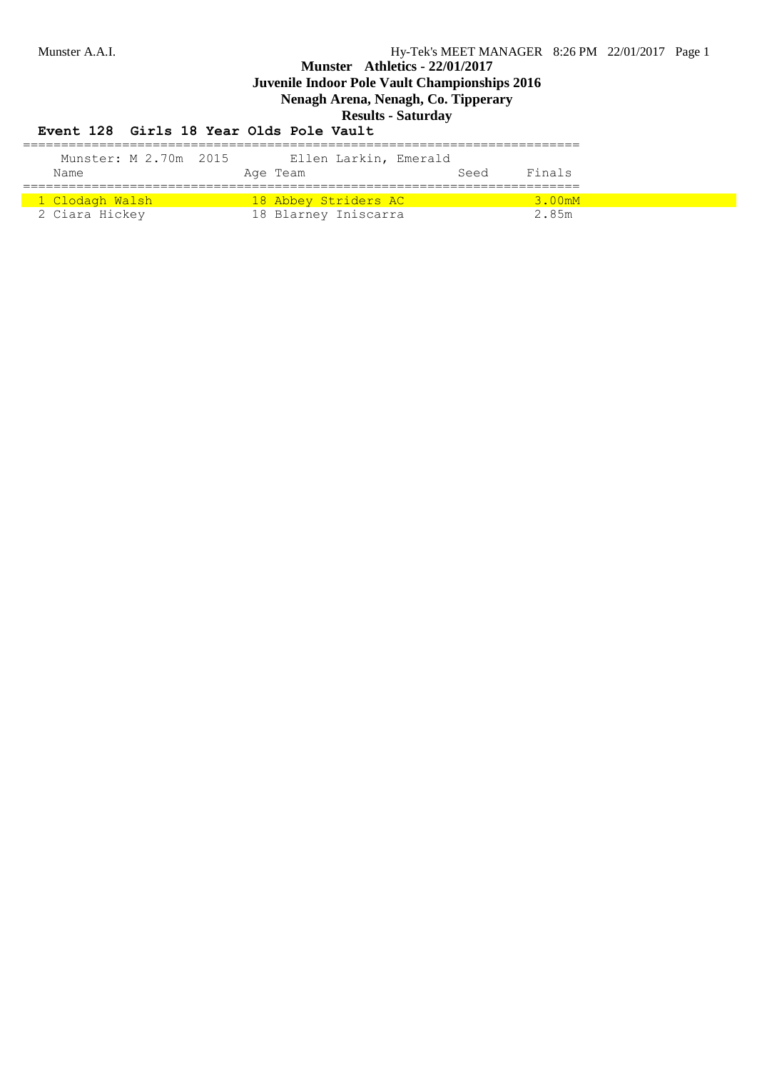**Munster Athletics - 22/01/2017**
**Juvenile Indoor Pole Vault Championships 2016**
**Nenagh Arena, Nenagh, Co. Tipperary**
**Results - Saturday**

## Event 128 Girls 18 Year Olds Pole Vault

Munster: M 2.70m 2015 Ellen Larkin, Emerald

| | Name | Age | Team | Seed | Finals |
|---|---|---|---|---|---|
| 1 | Clodagh Walsh | 18 | Abbey Striders AC | | 3.00mM |
| 2 | Ciara Hickey | 18 | Blarney Iniscarra | | 2.85m |